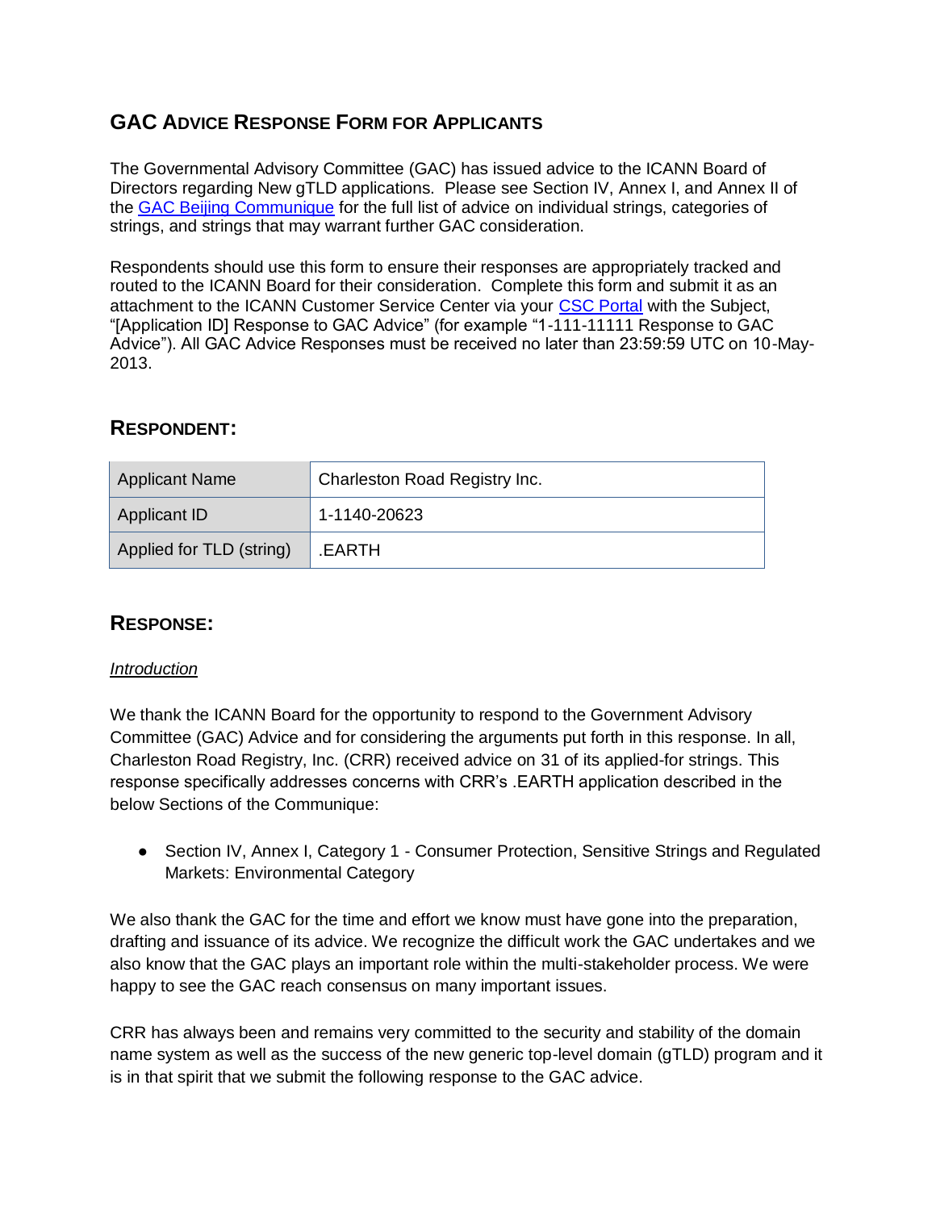# GAC Advice Response Form for Applicants

The Governmental Advisory Committee (GAC) has issued advice to the ICANN Board of Directors regarding New gTLD applications. Please see Section IV, Annex I, and Annex II of the GAC Beijing Communique for the full list of advice on individual strings, categories of strings, and strings that may warrant further GAC consideration.

Respondents should use this form to ensure their responses are appropriately tracked and routed to the ICANN Board for their consideration. Complete this form and submit it as an attachment to the ICANN Customer Service Center via your CSC Portal with the Subject, "[Application ID] Response to GAC Advice" (for example "1-111-11111 Response to GAC Advice"). All GAC Advice Responses must be received no later than 23:59:59 UTC on 10-May-2013.

## Respondent:

| Applicant Name | Charleston Road Registry Inc. |
|---|---|
| Applicant ID | 1-1140-20623 |
| Applied for TLD (string) | .EARTH |

## Response:

*Introduction*

We thank the ICANN Board for the opportunity to respond to the Government Advisory Committee (GAC) Advice and for considering the arguments put forth in this response. In all, Charleston Road Registry, Inc. (CRR) received advice on 31 of its applied-for strings. This response specifically addresses concerns with CRR's .EARTH application described in the below Sections of the Communique:

- Section IV, Annex I, Category 1 - Consumer Protection, Sensitive Strings and Regulated Markets: Environmental Category

We also thank the GAC for the time and effort we know must have gone into the preparation, drafting and issuance of its advice. We recognize the difficult work the GAC undertakes and we also know that the GAC plays an important role within the multi-stakeholder process. We were happy to see the GAC reach consensus on many important issues.

CRR has always been and remains very committed to the security and stability of the domain name system as well as the success of the new generic top-level domain (gTLD) program and it is in that spirit that we submit the following response to the GAC advice.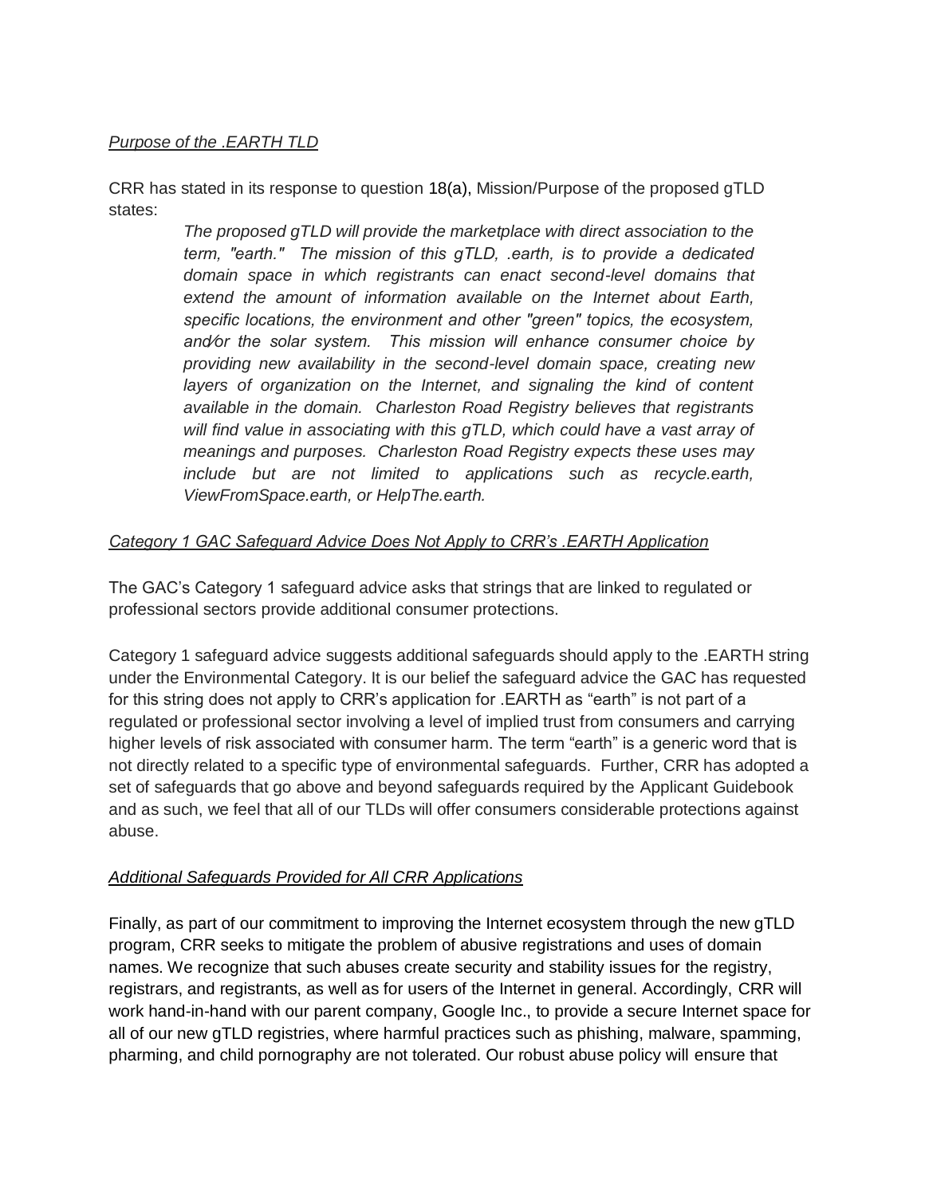*Purpose of the .EARTH TLD*

CRR has stated in its response to question 18(a), Mission/Purpose of the proposed gTLD states:

> *The proposed gTLD will provide the marketplace with direct association to the term, "earth." The mission of this gTLD, .earth, is to provide a dedicated domain space in which registrants can enact second-level domains that extend the amount of information available on the Internet about Earth, specific locations, the environment and other "green" topics, the ecosystem, and⁄or the solar system. This mission will enhance consumer choice by providing new availability in the second-level domain space, creating new layers of organization on the Internet, and signaling the kind of content available in the domain. Charleston Road Registry believes that registrants will find value in associating with this gTLD, which could have a vast array of meanings and purposes. Charleston Road Registry expects these uses may include but are not limited to applications such as recycle.earth, ViewFromSpace.earth, or HelpThe.earth.*

*Category 1 GAC Safeguard Advice Does Not Apply to CRR's .EARTH Application*

The GAC's Category 1 safeguard advice asks that strings that are linked to regulated or professional sectors provide additional consumer protections.

Category 1 safeguard advice suggests additional safeguards should apply to the .EARTH string under the Environmental Category. It is our belief the safeguard advice the GAC has requested for this string does not apply to CRR's application for .EARTH as "earth" is not part of a regulated or professional sector involving a level of implied trust from consumers and carrying higher levels of risk associated with consumer harm. The term "earth" is a generic word that is not directly related to a specific type of environmental safeguards. Further, CRR has adopted a set of safeguards that go above and beyond safeguards required by the Applicant Guidebook and as such, we feel that all of our TLDs will offer consumers considerable protections against abuse.

*Additional Safeguards Provided for All CRR Applications*

Finally, as part of our commitment to improving the Internet ecosystem through the new gTLD program, CRR seeks to mitigate the problem of abusive registrations and uses of domain names. We recognize that such abuses create security and stability issues for the registry, registrars, and registrants, as well as for users of the Internet in general. Accordingly, CRR will work hand-in-hand with our parent company, Google Inc., to provide a secure Internet space for all of our new gTLD registries, where harmful practices such as phishing, malware, spamming, pharming, and child pornography are not tolerated. Our robust abuse policy will ensure that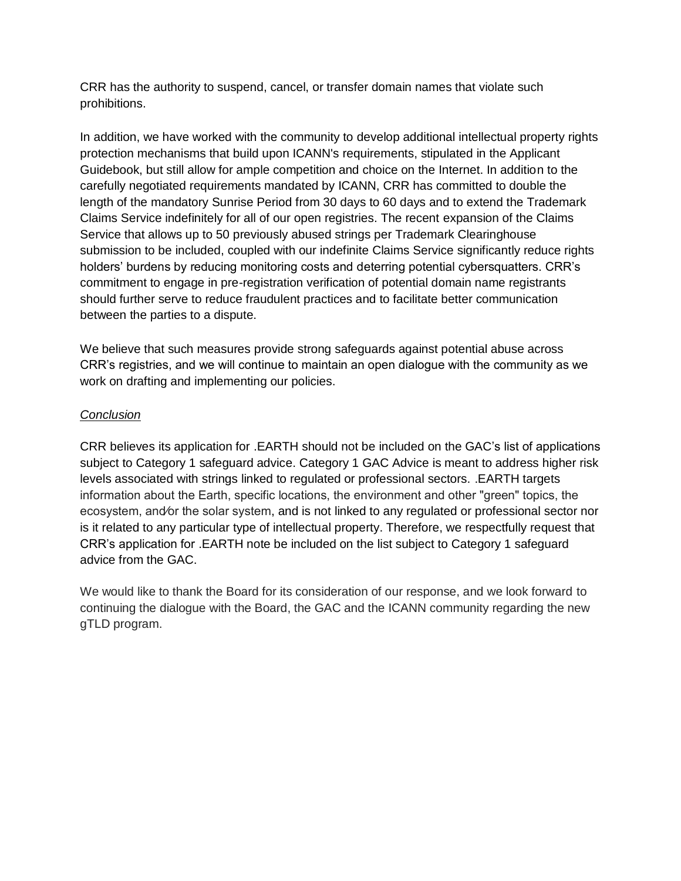CRR has the authority to suspend, cancel, or transfer domain names that violate such prohibitions.

In addition, we have worked with the community to develop additional intellectual property rights protection mechanisms that build upon ICANN's requirements, stipulated in the Applicant Guidebook, but still allow for ample competition and choice on the Internet. In addition to the carefully negotiated requirements mandated by ICANN, CRR has committed to double the length of the mandatory Sunrise Period from 30 days to 60 days and to extend the Trademark Claims Service indefinitely for all of our open registries. The recent expansion of the Claims Service that allows up to 50 previously abused strings per Trademark Clearinghouse submission to be included, coupled with our indefinite Claims Service significantly reduce rights holders' burdens by reducing monitoring costs and deterring potential cybersquatters. CRR's commitment to engage in pre-registration verification of potential domain name registrants should further serve to reduce fraudulent practices and to facilitate better communication between the parties to a dispute.

We believe that such measures provide strong safeguards against potential abuse across CRR's registries, and we will continue to maintain an open dialogue with the community as we work on drafting and implementing our policies.

*Conclusion*

CRR believes its application for .EARTH should not be included on the GAC's list of applications subject to Category 1 safeguard advice. Category 1 GAC Advice is meant to address higher risk levels associated with strings linked to regulated or professional sectors. .EARTH targets information about the Earth, specific locations, the environment and other "green" topics, the ecosystem, and/or the solar system, and is not linked to any regulated or professional sector nor is it related to any particular type of intellectual property. Therefore, we respectfully request that CRR's application for .EARTH note be included on the list subject to Category 1 safeguard advice from the GAC.

We would like to thank the Board for its consideration of our response, and we look forward to continuing the dialogue with the Board, the GAC and the ICANN community regarding the new gTLD program.